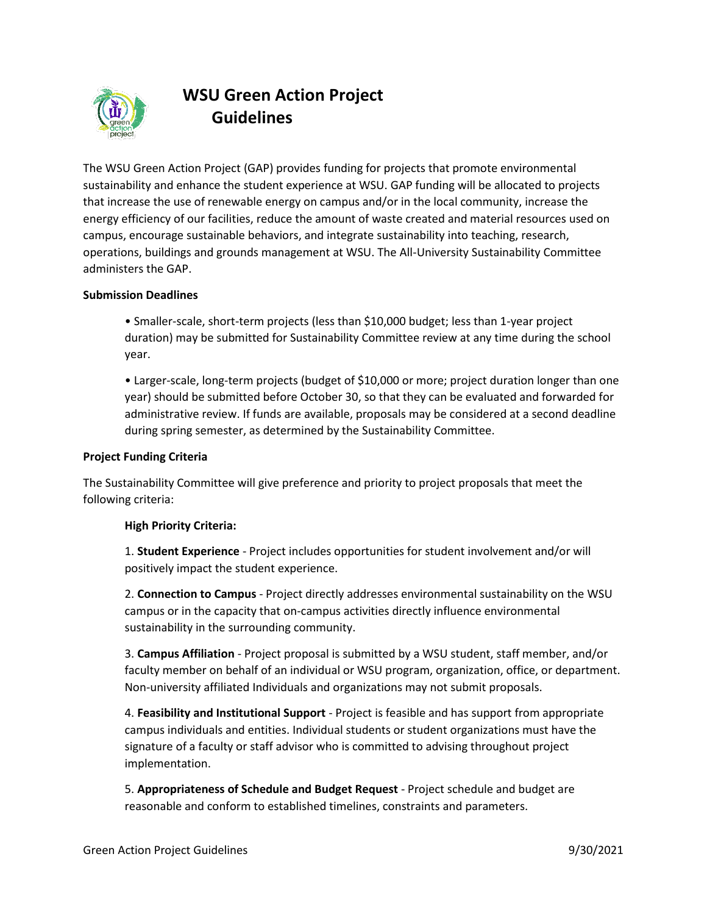# WSU Green Action Project Guidelines

The WSU Green Action Project (GAP) provides funding for projects that promote environmental sustainability and enhance the student experience at WSU. GAP funding will be allocated to projects that increase the use of renewable energy on campus and/or in the local community, increase the energy efficiency of our facilities, reduce the amount of waste created and material resources used on campus, encourage sustainable behaviors, and integrate sustainability into teaching, research, operations, buildings and grounds management at WSU. The All-University Sustainability Committee administers the GAP.

**Submission Deadlines**

- Smaller-scale, short-term projects (less than $10,000 budget; less than 1-year project duration) may be submitted for Sustainability Committee review at any time during the school year.
- Larger-scale, long-term projects (budget of $10,000 or more; project duration longer than one year) should be submitted before October 30, so that they can be evaluated and forwarded for administrative review. If funds are available, proposals may be considered at a second deadline during spring semester, as determined by the Sustainability Committee.

**Project Funding Criteria**

The Sustainability Committee will give preference and priority to project proposals that meet the following criteria:

**High Priority Criteria:**

1. **Student Experience** - Project includes opportunities for student involvement and/or will positively impact the student experience.

2. **Connection to Campus** - Project directly addresses environmental sustainability on the WSU campus or in the capacity that on-campus activities directly influence environmental sustainability in the surrounding community.

3. **Campus Affiliation** - Project proposal is submitted by a WSU student, staff member, and/or faculty member on behalf of an individual or WSU program, organization, office, or department. Non-university affiliated Individuals and organizations may not submit proposals.

4. **Feasibility and Institutional Support** - Project is feasible and has support from appropriate campus individuals and entities. Individual students or student organizations must have the signature of a faculty or staff advisor who is committed to advising throughout project implementation.

5. **Appropriateness of Schedule and Budget Request** - Project schedule and budget are reasonable and conform to established timelines, constraints and parameters.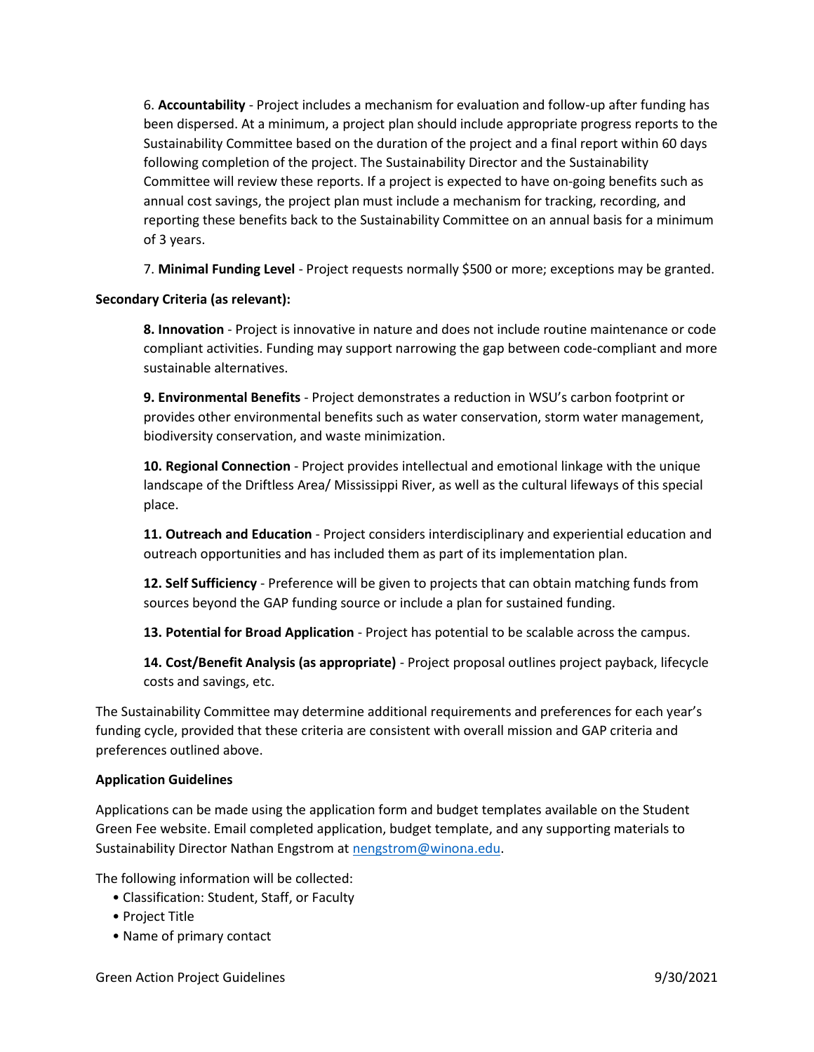6. **Accountability** - Project includes a mechanism for evaluation and follow-up after funding has been dispersed. At a minimum, a project plan should include appropriate progress reports to the Sustainability Committee based on the duration of the project and a final report within 60 days following completion of the project. The Sustainability Director and the Sustainability Committee will review these reports. If a project is expected to have on-going benefits such as annual cost savings, the project plan must include a mechanism for tracking, recording, and reporting these benefits back to the Sustainability Committee on an annual basis for a minimum of 3 years.

7. **Minimal Funding Level** - Project requests normally $500 or more; exceptions may be granted.

**Secondary Criteria (as relevant):**

**8. Innovation** - Project is innovative in nature and does not include routine maintenance or code compliant activities. Funding may support narrowing the gap between code-compliant and more sustainable alternatives.

**9. Environmental Benefits** - Project demonstrates a reduction in WSU's carbon footprint or provides other environmental benefits such as water conservation, storm water management, biodiversity conservation, and waste minimization.

**10. Regional Connection** - Project provides intellectual and emotional linkage with the unique landscape of the Driftless Area/ Mississippi River, as well as the cultural lifeways of this special place.

**11. Outreach and Education** - Project considers interdisciplinary and experiential education and outreach opportunities and has included them as part of its implementation plan.

**12. Self Sufficiency** - Preference will be given to projects that can obtain matching funds from sources beyond the GAP funding source or include a plan for sustained funding.

**13. Potential for Broad Application** - Project has potential to be scalable across the campus.

**14. Cost/Benefit Analysis (as appropriate)** - Project proposal outlines project payback, lifecycle costs and savings, etc.

The Sustainability Committee may determine additional requirements and preferences for each year's funding cycle, provided that these criteria are consistent with overall mission and GAP criteria and preferences outlined above.

**Application Guidelines**

Applications can be made using the application form and budget templates available on the Student Green Fee website. Email completed application, budget template, and any supporting materials to Sustainability Director Nathan Engstrom at nengstrom@winona.edu.

The following information will be collected:

- Classification: Student, Staff, or Faculty
- Project Title
- Name of primary contact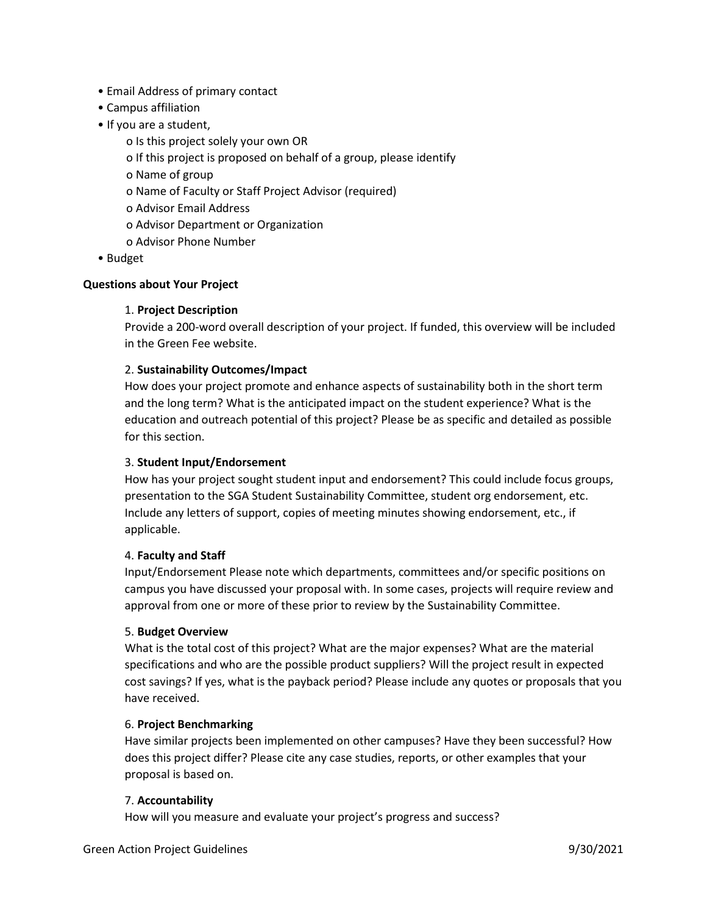- Email Address of primary contact
- Campus affiliation
- If you are a student,
  - o Is this project solely your own OR
  - o If this project is proposed on behalf of a group, please identify
  - o Name of group
  - o Name of Faculty or Staff Project Advisor (required)
  - o Advisor Email Address
  - o Advisor Department or Organization
  - o Advisor Phone Number
- Budget

**Questions about Your Project**

1. **Project Description**
   Provide a 200-word overall description of your project. If funded, this overview will be included in the Green Fee website.

2. **Sustainability Outcomes/Impact**
   How does your project promote and enhance aspects of sustainability both in the short term and the long term? What is the anticipated impact on the student experience? What is the education and outreach potential of this project? Please be as specific and detailed as possible for this section.

3. **Student Input/Endorsement**
   How has your project sought student input and endorsement? This could include focus groups, presentation to the SGA Student Sustainability Committee, student org endorsement, etc. Include any letters of support, copies of meeting minutes showing endorsement, etc., if applicable.

4. **Faculty and Staff**
   Input/Endorsement Please note which departments, committees and/or specific positions on campus you have discussed your proposal with. In some cases, projects will require review and approval from one or more of these prior to review by the Sustainability Committee.

5. **Budget Overview**
   What is the total cost of this project? What are the major expenses? What are the material specifications and who are the possible product suppliers? Will the project result in expected cost savings? If yes, what is the payback period? Please include any quotes or proposals that you have received.

6. **Project Benchmarking**
   Have similar projects been implemented on other campuses? Have they been successful? How does this project differ? Please cite any case studies, reports, or other examples that your proposal is based on.

7. **Accountability**
   How will you measure and evaluate your project's progress and success?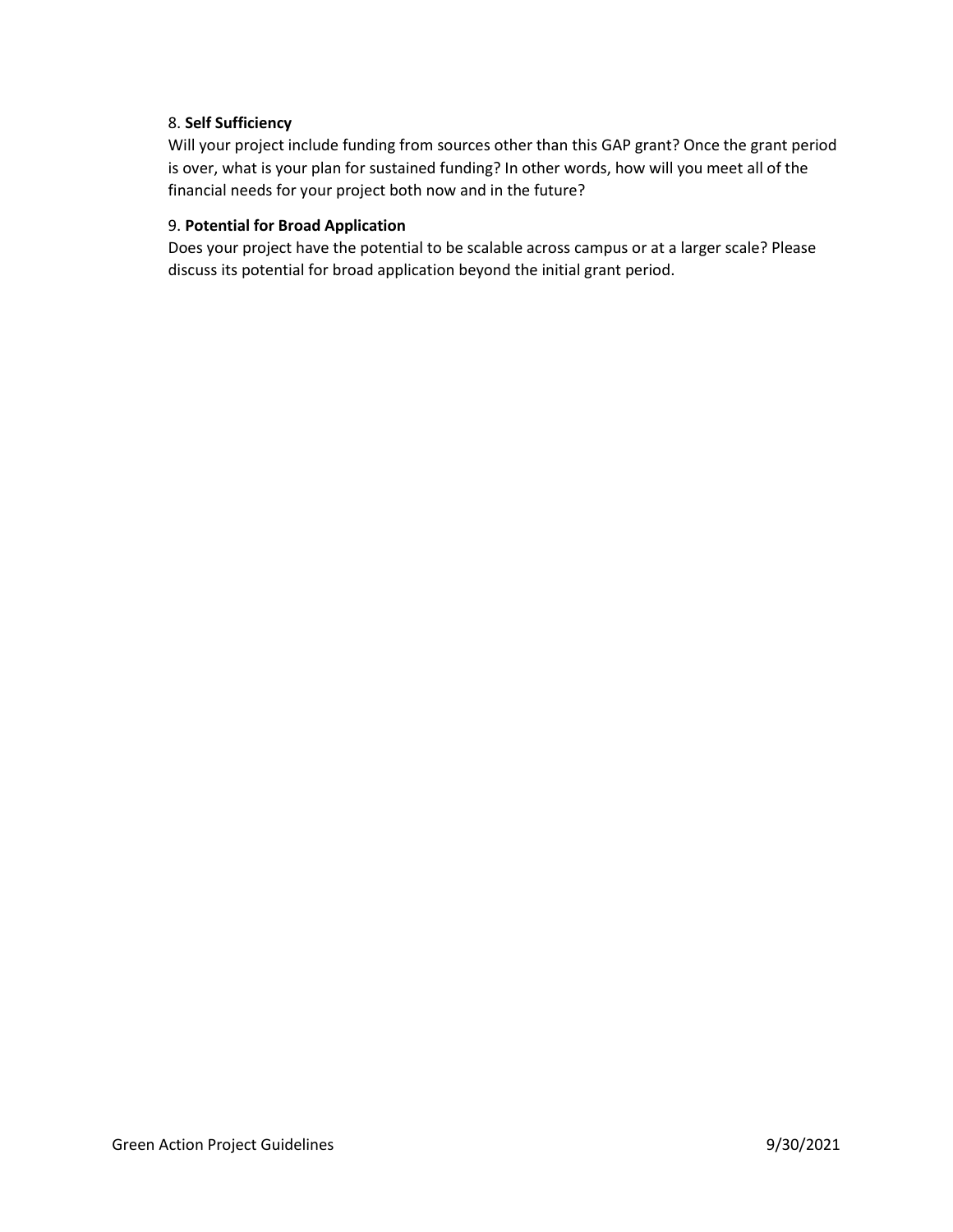8. **Self Sufficiency**

Will your project include funding from sources other than this GAP grant? Once the grant period is over, what is your plan for sustained funding? In other words, how will you meet all of the financial needs for your project both now and in the future?

9. **Potential for Broad Application**

Does your project have the potential to be scalable across campus or at a larger scale? Please discuss its potential for broad application beyond the initial grant period.